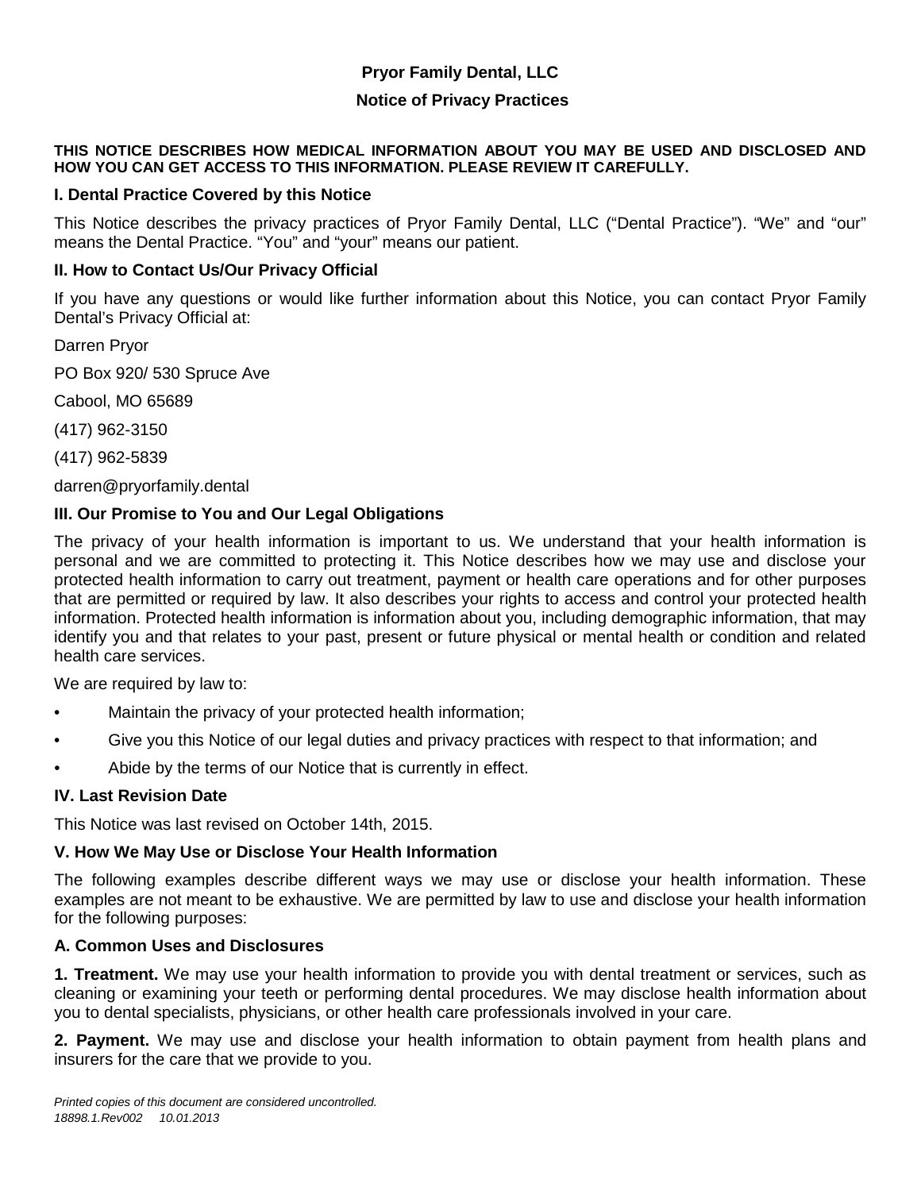# Pryor Family Dental, LLC

## Notice of Privacy Practices

**THIS NOTICE DESCRIBES HOW MEDICAL INFORMATION ABOUT YOU MAY BE USED AND DISCLOSED AND HOW YOU CAN GET ACCESS TO THIS INFORMATION. PLEASE REVIEW IT CAREFULLY.**

### I. Dental Practice Covered by this Notice

This Notice describes the privacy practices of Pryor Family Dental, LLC ("Dental Practice"). "We" and "our" means the Dental Practice. "You" and "your" means our patient.

### II. How to Contact Us/Our Privacy Official

If you have any questions or would like further information about this Notice, you can contact Pryor Family Dental's Privacy Official at:

Darren Pryor

PO Box 920/ 530 Spruce Ave

Cabool, MO 65689

(417) 962-3150

(417) 962-5839

darren@pryorfamily.dental

### III. Our Promise to You and Our Legal Obligations

The privacy of your health information is important to us. We understand that your health information is personal and we are committed to protecting it. This Notice describes how we may use and disclose your protected health information to carry out treatment, payment or health care operations and for other purposes that are permitted or required by law. It also describes your rights to access and control your protected health information. Protected health information is information about you, including demographic information, that may identify you and that relates to your past, present or future physical or mental health or condition and related health care services.

We are required by law to:

- Maintain the privacy of your protected health information;
- Give you this Notice of our legal duties and privacy practices with respect to that information; and
- Abide by the terms of our Notice that is currently in effect.

### IV. Last Revision Date

This Notice was last revised on October 14th, 2015.

### V. How We May Use or Disclose Your Health Information

The following examples describe different ways we may use or disclose your health information. These examples are not meant to be exhaustive. We are permitted by law to use and disclose your health information for the following purposes:

#### A. Common Uses and Disclosures

**1. Treatment.** We may use your health information to provide you with dental treatment or services, such as cleaning or examining your teeth or performing dental procedures. We may disclose health information about you to dental specialists, physicians, or other health care professionals involved in your care.

**2. Payment.** We may use and disclose your health information to obtain payment from health plans and insurers for the care that we provide to you.

*Printed copies of this document are considered uncontrolled.*
*18898.1.Rev002 10.01.2013*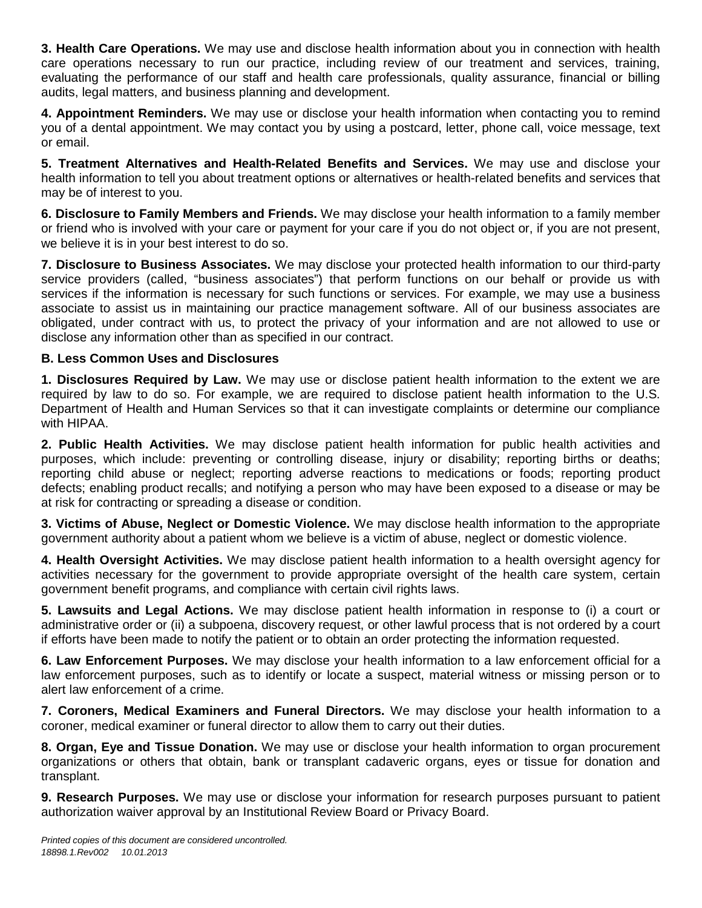**3. Health Care Operations.** We may use and disclose health information about you in connection with health care operations necessary to run our practice, including review of our treatment and services, training, evaluating the performance of our staff and health care professionals, quality assurance, financial or billing audits, legal matters, and business planning and development.

**4. Appointment Reminders.** We may use or disclose your health information when contacting you to remind you of a dental appointment. We may contact you by using a postcard, letter, phone call, voice message, text or email.

**5. Treatment Alternatives and Health-Related Benefits and Services.** We may use and disclose your health information to tell you about treatment options or alternatives or health-related benefits and services that may be of interest to you.

**6. Disclosure to Family Members and Friends.** We may disclose your health information to a family member or friend who is involved with your care or payment for your care if you do not object or, if you are not present, we believe it is in your best interest to do so.

**7. Disclosure to Business Associates.** We may disclose your protected health information to our third-party service providers (called, "business associates") that perform functions on our behalf or provide us with services if the information is necessary for such functions or services. For example, we may use a business associate to assist us in maintaining our practice management software. All of our business associates are obligated, under contract with us, to protect the privacy of your information and are not allowed to use or disclose any information other than as specified in our contract.

**B. Less Common Uses and Disclosures**

**1. Disclosures Required by Law.** We may use or disclose patient health information to the extent we are required by law to do so. For example, we are required to disclose patient health information to the U.S. Department of Health and Human Services so that it can investigate complaints or determine our compliance with HIPAA.

**2. Public Health Activities.** We may disclose patient health information for public health activities and purposes, which include: preventing or controlling disease, injury or disability; reporting births or deaths; reporting child abuse or neglect; reporting adverse reactions to medications or foods; reporting product defects; enabling product recalls; and notifying a person who may have been exposed to a disease or may be at risk for contracting or spreading a disease or condition.

**3. Victims of Abuse, Neglect or Domestic Violence.** We may disclose health information to the appropriate government authority about a patient whom we believe is a victim of abuse, neglect or domestic violence.

**4. Health Oversight Activities.** We may disclose patient health information to a health oversight agency for activities necessary for the government to provide appropriate oversight of the health care system, certain government benefit programs, and compliance with certain civil rights laws.

**5. Lawsuits and Legal Actions.** We may disclose patient health information in response to (i) a court or administrative order or (ii) a subpoena, discovery request, or other lawful process that is not ordered by a court if efforts have been made to notify the patient or to obtain an order protecting the information requested.

**6. Law Enforcement Purposes.** We may disclose your health information to a law enforcement official for a law enforcement purposes, such as to identify or locate a suspect, material witness or missing person or to alert law enforcement of a crime.

**7. Coroners, Medical Examiners and Funeral Directors.** We may disclose your health information to a coroner, medical examiner or funeral director to allow them to carry out their duties.

**8. Organ, Eye and Tissue Donation.** We may use or disclose your health information to organ procurement organizations or others that obtain, bank or transplant cadaveric organs, eyes or tissue for donation and transplant.

**9. Research Purposes.** We may use or disclose your information for research purposes pursuant to patient authorization waiver approval by an Institutional Review Board or Privacy Board.

*Printed copies of this document are considered uncontrolled.*
*18898.1.Rev002 10.01.2013*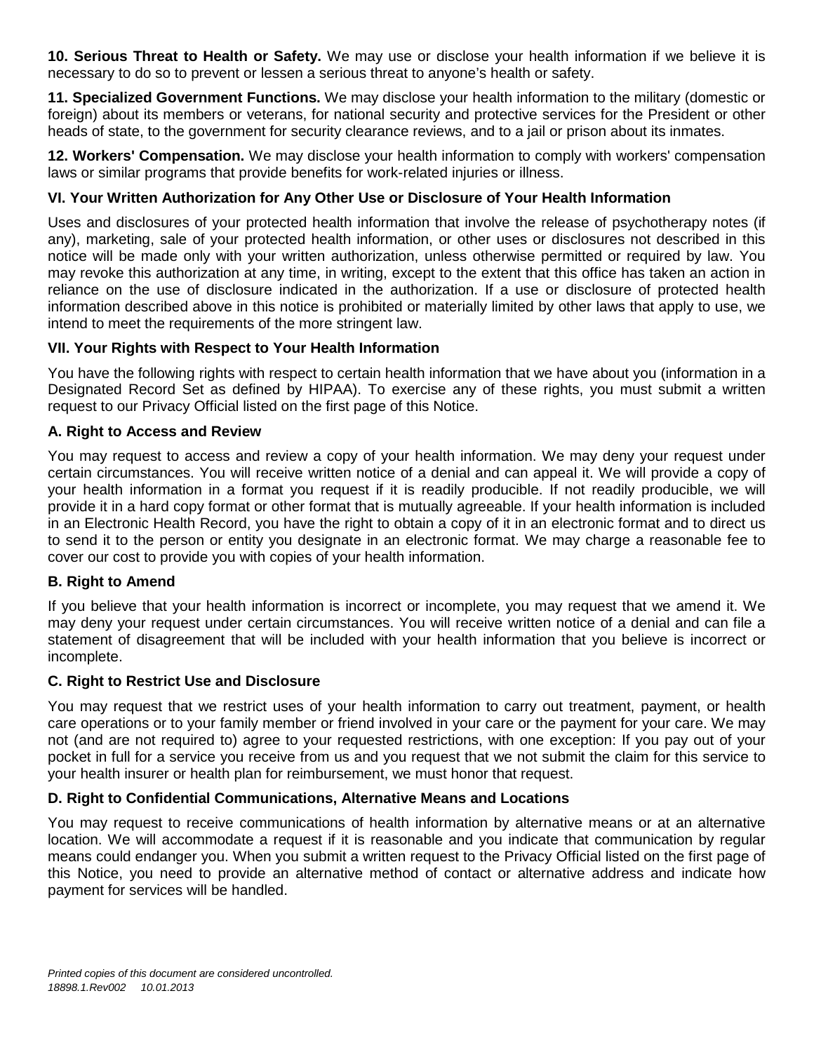**10. Serious Threat to Health or Safety.** We may use or disclose your health information if we believe it is necessary to do so to prevent or lessen a serious threat to anyone's health or safety.

**11. Specialized Government Functions.** We may disclose your health information to the military (domestic or foreign) about its members or veterans, for national security and protective services for the President or other heads of state, to the government for security clearance reviews, and to a jail or prison about its inmates.

**12. Workers' Compensation.** We may disclose your health information to comply with workers' compensation laws or similar programs that provide benefits for work-related injuries or illness.

### VI. Your Written Authorization for Any Other Use or Disclosure of Your Health Information

Uses and disclosures of your protected health information that involve the release of psychotherapy notes (if any), marketing, sale of your protected health information, or other uses or disclosures not described in this notice will be made only with your written authorization, unless otherwise permitted or required by law. You may revoke this authorization at any time, in writing, except to the extent that this office has taken an action in reliance on the use of disclosure indicated in the authorization. If a use or disclosure of protected health information described above in this notice is prohibited or materially limited by other laws that apply to use, we intend to meet the requirements of the more stringent law.

### VII. Your Rights with Respect to Your Health Information

You have the following rights with respect to certain health information that we have about you (information in a Designated Record Set as defined by HIPAA). To exercise any of these rights, you must submit a written request to our Privacy Official listed on the first page of this Notice.

#### A. Right to Access and Review

You may request to access and review a copy of your health information. We may deny your request under certain circumstances. You will receive written notice of a denial and can appeal it. We will provide a copy of your health information in a format you request if it is readily producible. If not readily producible, we will provide it in a hard copy format or other format that is mutually agreeable. If your health information is included in an Electronic Health Record, you have the right to obtain a copy of it in an electronic format and to direct us to send it to the person or entity you designate in an electronic format. We may charge a reasonable fee to cover our cost to provide you with copies of your health information.

#### B. Right to Amend

If you believe that your health information is incorrect or incomplete, you may request that we amend it. We may deny your request under certain circumstances. You will receive written notice of a denial and can file a statement of disagreement that will be included with your health information that you believe is incorrect or incomplete.

#### C. Right to Restrict Use and Disclosure

You may request that we restrict uses of your health information to carry out treatment, payment, or health care operations or to your family member or friend involved in your care or the payment for your care. We may not (and are not required to) agree to your requested restrictions, with one exception: If you pay out of your pocket in full for a service you receive from us and you request that we not submit the claim for this service to your health insurer or health plan for reimbursement, we must honor that request.

#### D. Right to Confidential Communications, Alternative Means and Locations

You may request to receive communications of health information by alternative means or at an alternative location. We will accommodate a request if it is reasonable and you indicate that communication by regular means could endanger you. When you submit a written request to the Privacy Official listed on the first page of this Notice, you need to provide an alternative method of contact or alternative address and indicate how payment for services will be handled.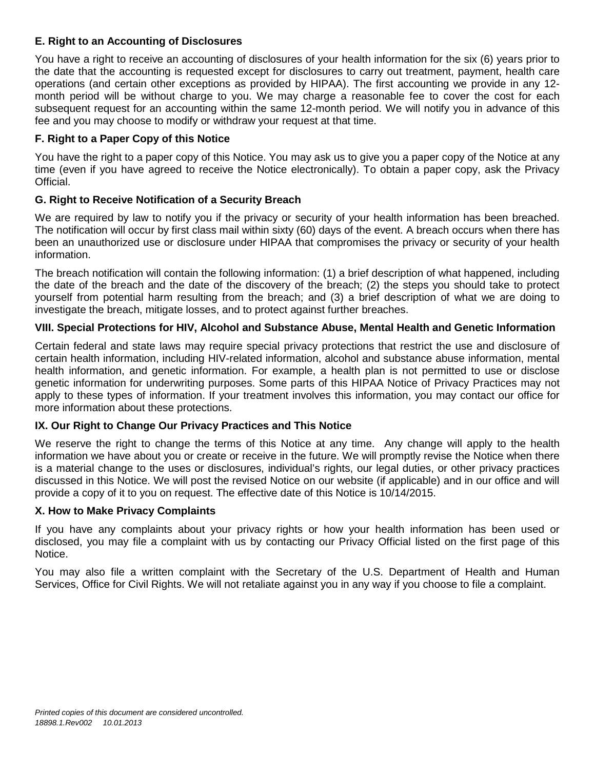### E. Right to an Accounting of Disclosures

You have a right to receive an accounting of disclosures of your health information for the six (6) years prior to the date that the accounting is requested except for disclosures to carry out treatment, payment, health care operations (and certain other exceptions as provided by HIPAA). The first accounting we provide in any 12-month period will be without charge to you. We may charge a reasonable fee to cover the cost for each subsequent request for an accounting within the same 12-month period. We will notify you in advance of this fee and you may choose to modify or withdraw your request at that time.

### F. Right to a Paper Copy of this Notice

You have the right to a paper copy of this Notice. You may ask us to give you a paper copy of the Notice at any time (even if you have agreed to receive the Notice electronically). To obtain a paper copy, ask the Privacy Official.

### G. Right to Receive Notification of a Security Breach

We are required by law to notify you if the privacy or security of your health information has been breached. The notification will occur by first class mail within sixty (60) days of the event. A breach occurs when there has been an unauthorized use or disclosure under HIPAA that compromises the privacy or security of your health information.

The breach notification will contain the following information: (1) a brief description of what happened, including the date of the breach and the date of the discovery of the breach; (2) the steps you should take to protect yourself from potential harm resulting from the breach; and (3) a brief description of what we are doing to investigate the breach, mitigate losses, and to protect against further breaches.

## VIII. Special Protections for HIV, Alcohol and Substance Abuse, Mental Health and Genetic Information

Certain federal and state laws may require special privacy protections that restrict the use and disclosure of certain health information, including HIV-related information, alcohol and substance abuse information, mental health information, and genetic information. For example, a health plan is not permitted to use or disclose genetic information for underwriting purposes. Some parts of this HIPAA Notice of Privacy Practices may not apply to these types of information. If your treatment involves this information, you may contact our office for more information about these protections.

## IX. Our Right to Change Our Privacy Practices and This Notice

We reserve the right to change the terms of this Notice at any time. Any change will apply to the health information we have about you or create or receive in the future. We will promptly revise the Notice when there is a material change to the uses or disclosures, individual's rights, our legal duties, or other privacy practices discussed in this Notice. We will post the revised Notice on our website (if applicable) and in our office and will provide a copy of it to you on request. The effective date of this Notice is 10/14/2015.

## X. How to Make Privacy Complaints

If you have any complaints about your privacy rights or how your health information has been used or disclosed, you may file a complaint with us by contacting our Privacy Official listed on the first page of this Notice.

You may also file a written complaint with the Secretary of the U.S. Department of Health and Human Services, Office for Civil Rights. We will not retaliate against you in any way if you choose to file a complaint.

*Printed copies of this document are considered uncontrolled.*
*18898.1.Rev002 10.01.2013*